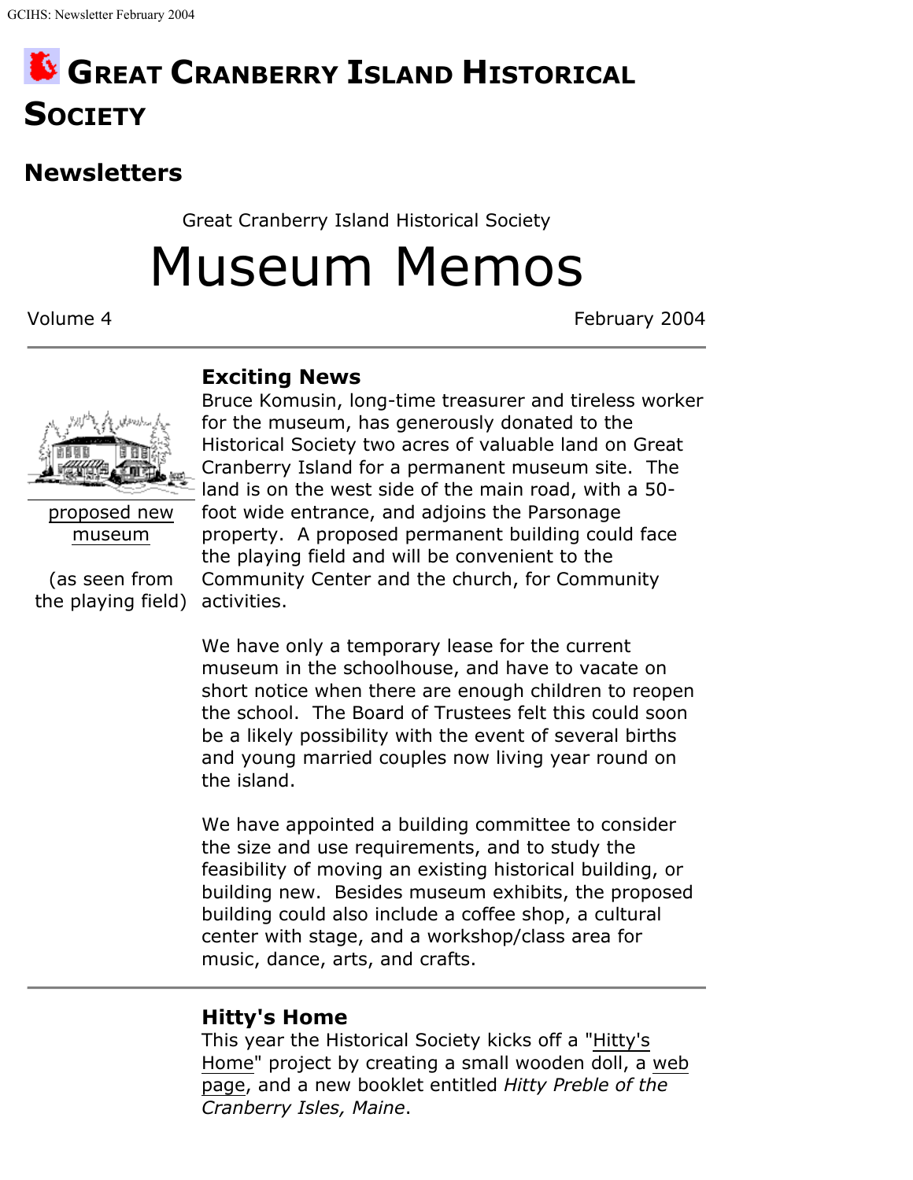# GREAT CRANBERRY ISLAND HISTORICAL SOCIETY

## Newsletters

Great Cranberry Island Historical Society

# Museum Memos

Volume 4 February 2004

---

proposed new museum

(as seen from the playing field)

### Exciting News

Bruce Komusin, long-time treasurer and tireless worker for the museum, has generously donated to the Historical Society two acres of valuable land on Great Cranberry Island for a permanent museum site. The land is on the west side of the main road, with a 50-foot wide entrance, and adjoins the Parsonage property. A proposed permanent building could face the playing field and will be convenient to the Community Center and the church, for Community activities.

We have only a temporary lease for the current museum in the schoolhouse, and have to vacate on short notice when there are enough children to reopen the school. The Board of Trustees felt this could soon be a likely possibility with the event of several births and young married couples now living year round on the island.

We have appointed a building committee to consider the size and use requirements, and to study the feasibility of moving an existing historical building, or building new. Besides museum exhibits, the proposed building could also include a coffee shop, a cultural center with stage, and a workshop/class area for music, dance, arts, and crafts.

---

### Hitty's Home

This year the Historical Society kicks off a "Hitty's Home" project by creating a small wooden doll, a web page, and a new booklet entitled *Hitty Preble of the Cranberry Isles, Maine*.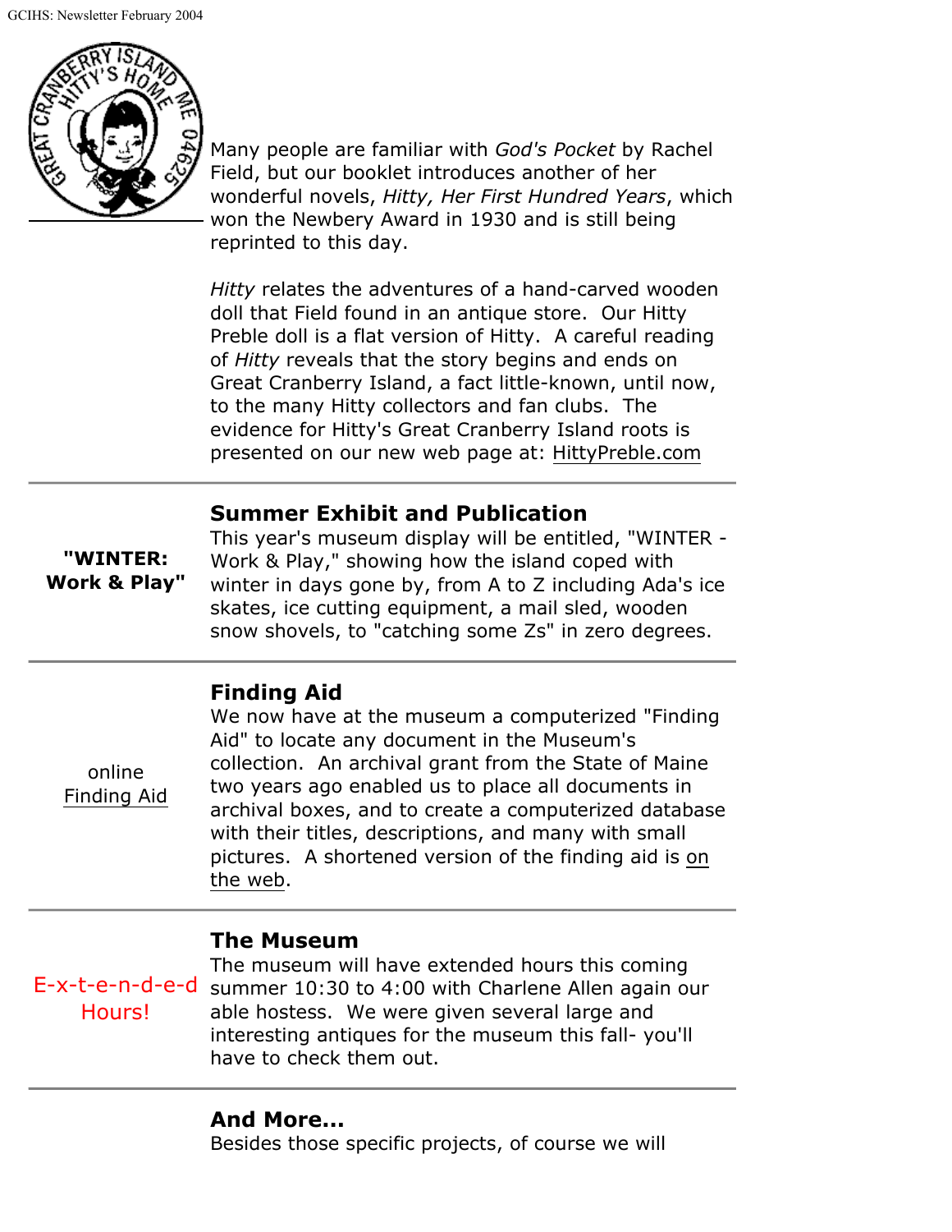Many people are familiar with *God's Pocket* by Rachel Field, but our booklet introduces another of her wonderful novels, *Hitty, Her First Hundred Years*, which won the Newbery Award in 1930 and is still being reprinted to this day.

*Hitty* relates the adventures of a hand-carved wooden doll that Field found in an antique store. Our Hitty Preble doll is a flat version of Hitty. A careful reading of *Hitty* reveals that the story begins and ends on Great Cranberry Island, a fact little-known, until now, to the many Hitty collectors and fan clubs. The evidence for Hitty's Great Cranberry Island roots is presented on our new web page at: HittyPreble.com

---

**"WINTER: Work & Play"**

### Summer Exhibit and Publication

This year's museum display will be entitled, "WINTER - Work & Play," showing how the island coped with winter in days gone by, from A to Z including Ada's ice skates, ice cutting equipment, a mail sled, wooden snow shovels, to "catching some Zs" in zero degrees.

---

online Finding Aid

### Finding Aid

We now have at the museum a computerized "Finding Aid" to locate any document in the Museum's collection. An archival grant from the State of Maine two years ago enabled us to place all documents in archival boxes, and to create a computerized database with their titles, descriptions, and many with small pictures. A shortened version of the finding aid is on the web.

---

E-x-t-e-n-d-e-d Hours!

### The Museum

The museum will have extended hours this coming summer 10:30 to 4:00 with Charlene Allen again our able hostess. We were given several large and interesting antiques for the museum this fall- you'll have to check them out.

---

### And More...

Besides those specific projects, of course we will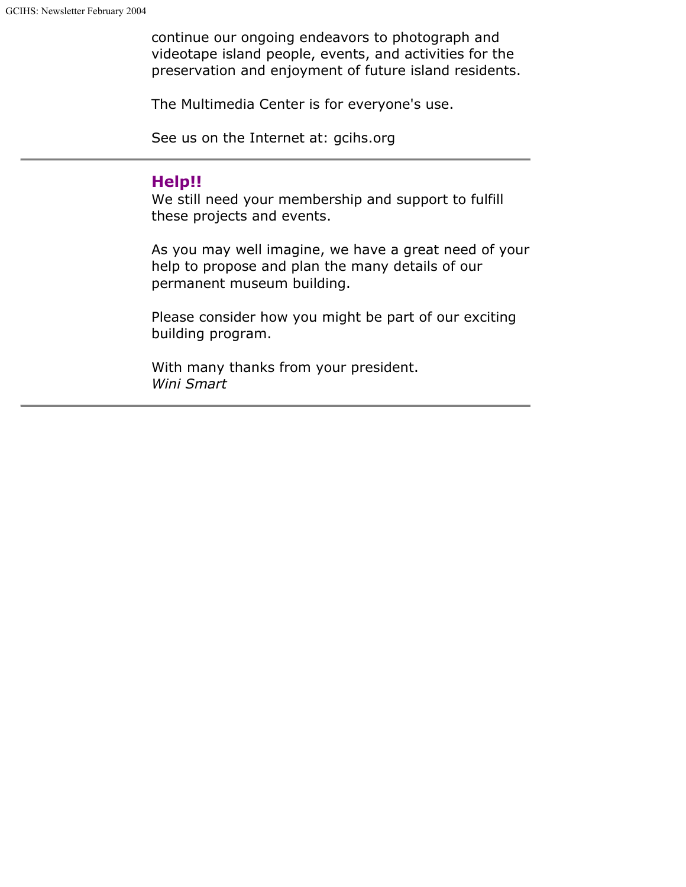continue our ongoing endeavors to photograph and videotape island people, events, and activities for the preservation and enjoyment of future island residents.

The Multimedia Center is for everyone's use.

See us on the Internet at: gcihs.org

---

## Help!!

We still need your membership and support to fulfill these projects and events.

As you may well imagine, we have a great need of your help to propose and plan the many details of our permanent museum building.

Please consider how you might be part of our exciting building program.

With many thanks from your president.
*Wini Smart*

---